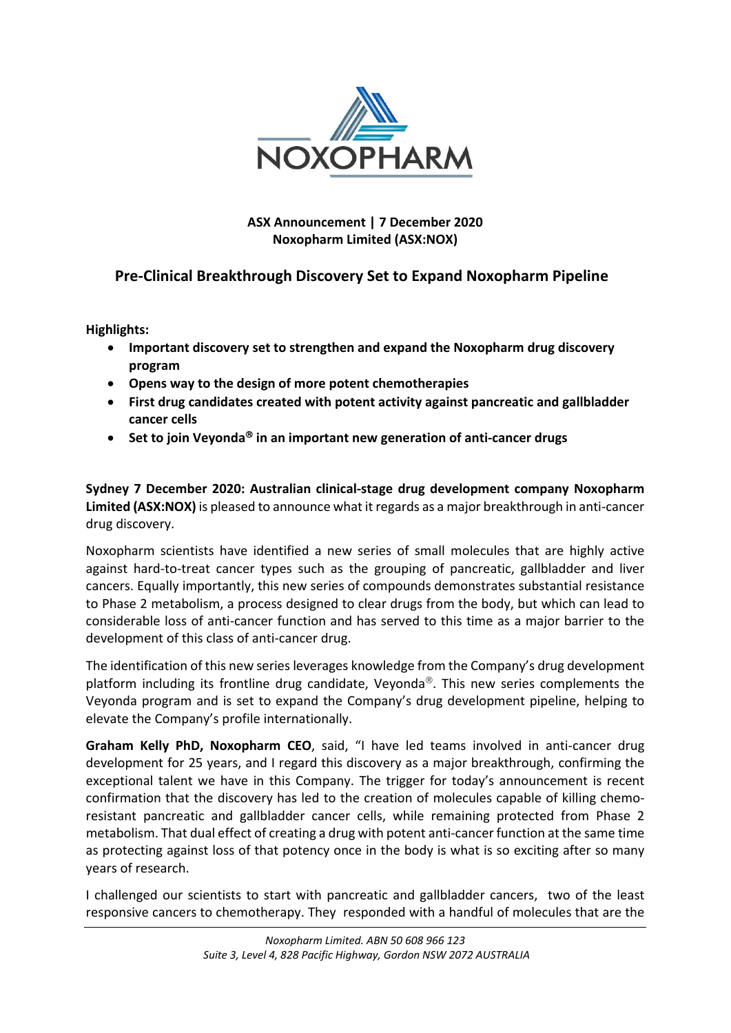**ASX Announcement | 7 December 2020**
**Noxopharm Limited (ASX:NOX)**

# Pre-Clinical Breakthrough Discovery Set to Expand Noxopharm Pipeline

**Highlights:**

- **Important discovery set to strengthen and expand the Noxopharm drug discovery program**
- **Opens way to the design of more potent chemotherapies**
- **First drug candidates created with potent activity against pancreatic and gallbladder cancer cells**
- **Set to join Veyonda® in an important new generation of anti-cancer drugs**

**Sydney 7 December 2020: Australian clinical-stage drug development company Noxopharm Limited (ASX:NOX)** is pleased to announce what it regards as a major breakthrough in anti-cancer drug discovery.

Noxopharm scientists have identified a new series of small molecules that are highly active against hard-to-treat cancer types such as the grouping of pancreatic, gallbladder and liver cancers. Equally importantly, this new series of compounds demonstrates substantial resistance to Phase 2 metabolism, a process designed to clear drugs from the body, but which can lead to considerable loss of anti-cancer function and has served to this time as a major barrier to the development of this class of anti-cancer drug.

The identification of this new series leverages knowledge from the Company's drug development platform including its frontline drug candidate, Veyonda®. This new series complements the Veyonda program and is set to expand the Company's drug development pipeline, helping to elevate the Company's profile internationally.

**Graham Kelly PhD, Noxopharm CEO**, said, "I have led teams involved in anti-cancer drug development for 25 years, and I regard this discovery as a major breakthrough, confirming the exceptional talent we have in this Company. The trigger for today's announcement is recent confirmation that the discovery has led to the creation of molecules capable of killing chemo-resistant pancreatic and gallbladder cancer cells, while remaining protected from Phase 2 metabolism. That dual effect of creating a drug with potent anti-cancer function at the same time as protecting against loss of that potency once in the body is what is so exciting after so many years of research.

I challenged our scientists to start with pancreatic and gallbladder cancers, two of the least responsive cancers to chemotherapy. They responded with a handful of molecules that are the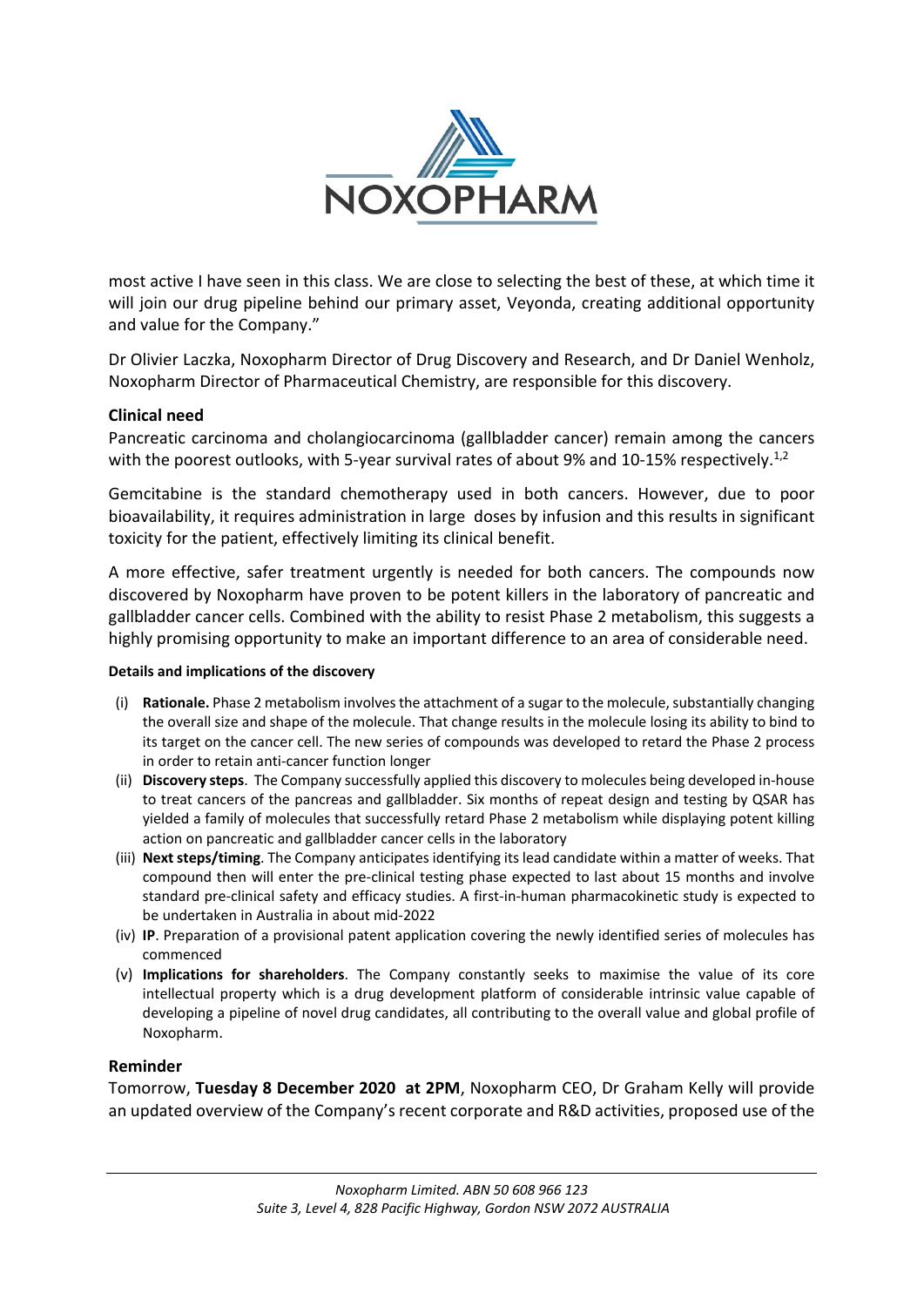most active I have seen in this class. We are close to selecting the best of these, at which time it will join our drug pipeline behind our primary asset, Veyonda, creating additional opportunity and value for the Company."

Dr Olivier Laczka, Noxopharm Director of Drug Discovery and Research, and Dr Daniel Wenholz, Noxopharm Director of Pharmaceutical Chemistry, are responsible for this discovery.

### Clinical need

Pancreatic carcinoma and cholangiocarcinoma (gallbladder cancer) remain among the cancers with the poorest outlooks, with 5-year survival rates of about 9% and 10-15% respectively.[1,2]

Gemcitabine is the standard chemotherapy used in both cancers. However, due to poor bioavailability, it requires administration in large doses by infusion and this results in significant toxicity for the patient, effectively limiting its clinical benefit.

A more effective, safer treatment urgently is needed for both cancers. The compounds now discovered by Noxopharm have proven to be potent killers in the laboratory of pancreatic and gallbladder cancer cells. Combined with the ability to resist Phase 2 metabolism, this suggests a highly promising opportunity to make an important difference to an area of considerable need.

#### Details and implications of the discovery

- (i) **Rationale.** Phase 2 metabolism involves the attachment of a sugar to the molecule, substantially changing the overall size and shape of the molecule. That change results in the molecule losing its ability to bind to its target on the cancer cell. The new series of compounds was developed to retard the Phase 2 process in order to retain anti-cancer function longer
- (ii) **Discovery steps**. The Company successfully applied this discovery to molecules being developed in-house to treat cancers of the pancreas and gallbladder. Six months of repeat design and testing by QSAR has yielded a family of molecules that successfully retard Phase 2 metabolism while displaying potent killing action on pancreatic and gallbladder cancer cells in the laboratory
- (iii) **Next steps/timing**. The Company anticipates identifying its lead candidate within a matter of weeks. That compound then will enter the pre-clinical testing phase expected to last about 15 months and involve standard pre-clinical safety and efficacy studies. A first-in-human pharmacokinetic study is expected to be undertaken in Australia in about mid-2022
- (iv) **IP**. Preparation of a provisional patent application covering the newly identified series of molecules has commenced
- (v) **Implications for shareholders**. The Company constantly seeks to maximise the value of its core intellectual property which is a drug development platform of considerable intrinsic value capable of developing a pipeline of novel drug candidates, all contributing to the overall value and global profile of Noxopharm.

### Reminder

Tomorrow, **Tuesday 8 December 2020 at 2PM**, Noxopharm CEO, Dr Graham Kelly will provide an updated overview of the Company's recent corporate and R&D activities, proposed use of the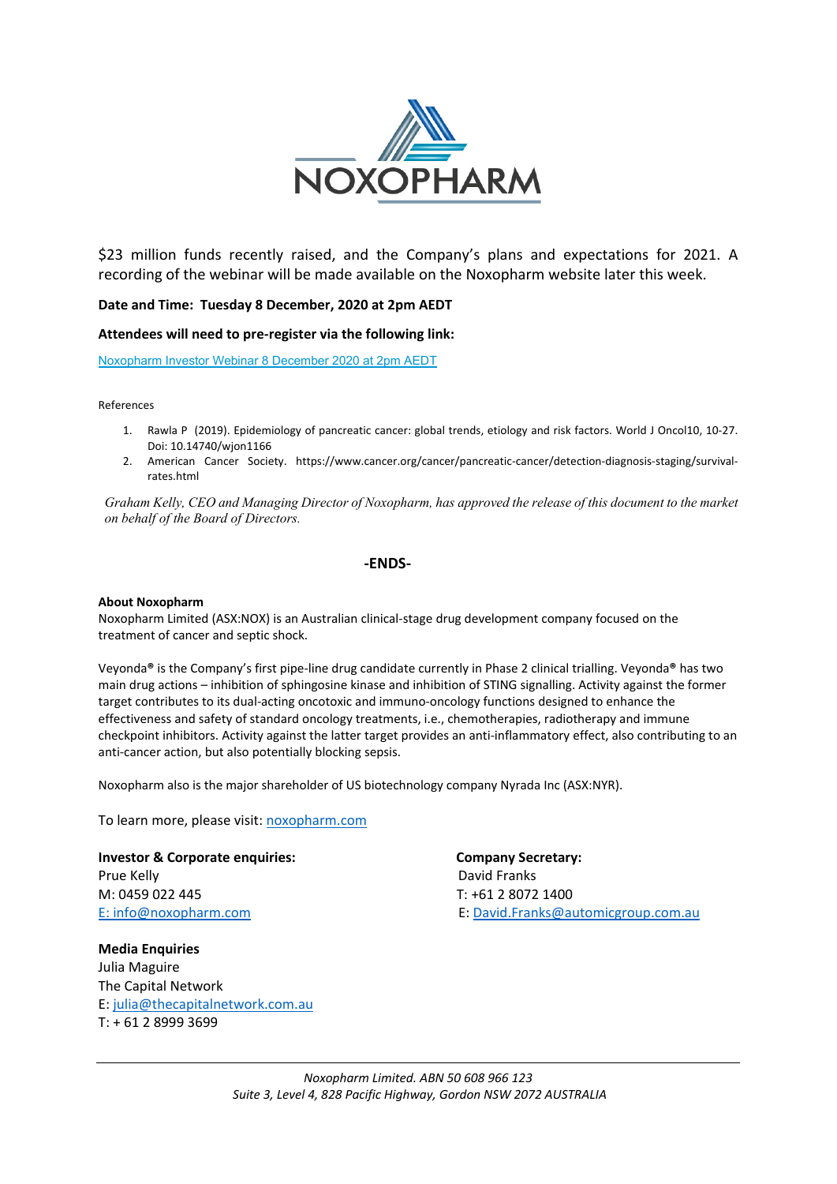$23 million funds recently raised, and the Company's plans and expectations for 2021. A recording of the webinar will be made available on the Noxopharm website later this week.

**Date and Time: Tuesday 8 December, 2020 at 2pm AEDT**

**Attendees will need to pre-register via the following link:**

[Noxopharm Investor Webinar 8 December 2020 at 2pm AEDT]()

References

1. Rawla P (2019). Epidemiology of pancreatic cancer: global trends, etiology and risk factors. World J Oncol10, 10-27. Doi: 10.14740/wjon1166
2. American Cancer Society. https://www.cancer.org/cancer/pancreatic-cancer/detection-diagnosis-staging/survival-rates.html

*Graham Kelly, CEO and Managing Director of Noxopharm, has approved the release of this document to the market on behalf of the Board of Directors.*

**-ENDS-**

**About Noxopharm**
Noxopharm Limited (ASX:NOX) is an Australian clinical-stage drug development company focused on the treatment of cancer and septic shock.

Veyonda® is the Company's first pipe-line drug candidate currently in Phase 2 clinical trialling. Veyonda® has two main drug actions – inhibition of sphingosine kinase and inhibition of STING signalling. Activity against the former target contributes to its dual-acting oncotoxic and immuno-oncology functions designed to enhance the effectiveness and safety of standard oncology treatments, i.e., chemotherapies, radiotherapy and immune checkpoint inhibitors. Activity against the latter target provides an anti-inflammatory effect, also contributing to an anti-cancer action, but also potentially blocking sepsis.

Noxopharm also is the major shareholder of US biotechnology company Nyrada Inc (ASX:NYR).

To learn more, please visit: [noxopharm.com]()

**Investor & Corporate enquiries:**
Prue Kelly
M: 0459 022 445
[E: info@noxopharm.com]()

**Company Secretary:**
David Franks
T: +61 2 8072 1400
E: [David.Franks@automicgroup.com.au]()

**Media Enquiries**
Julia Maguire
The Capital Network
E: [julia@thecapitalnetwork.com.au]()
T: + 61 2 8999 3699

*Noxopharm Limited. ABN 50 608 966 123*
*Suite 3, Level 4, 828 Pacific Highway, Gordon NSW 2072 AUSTRALIA*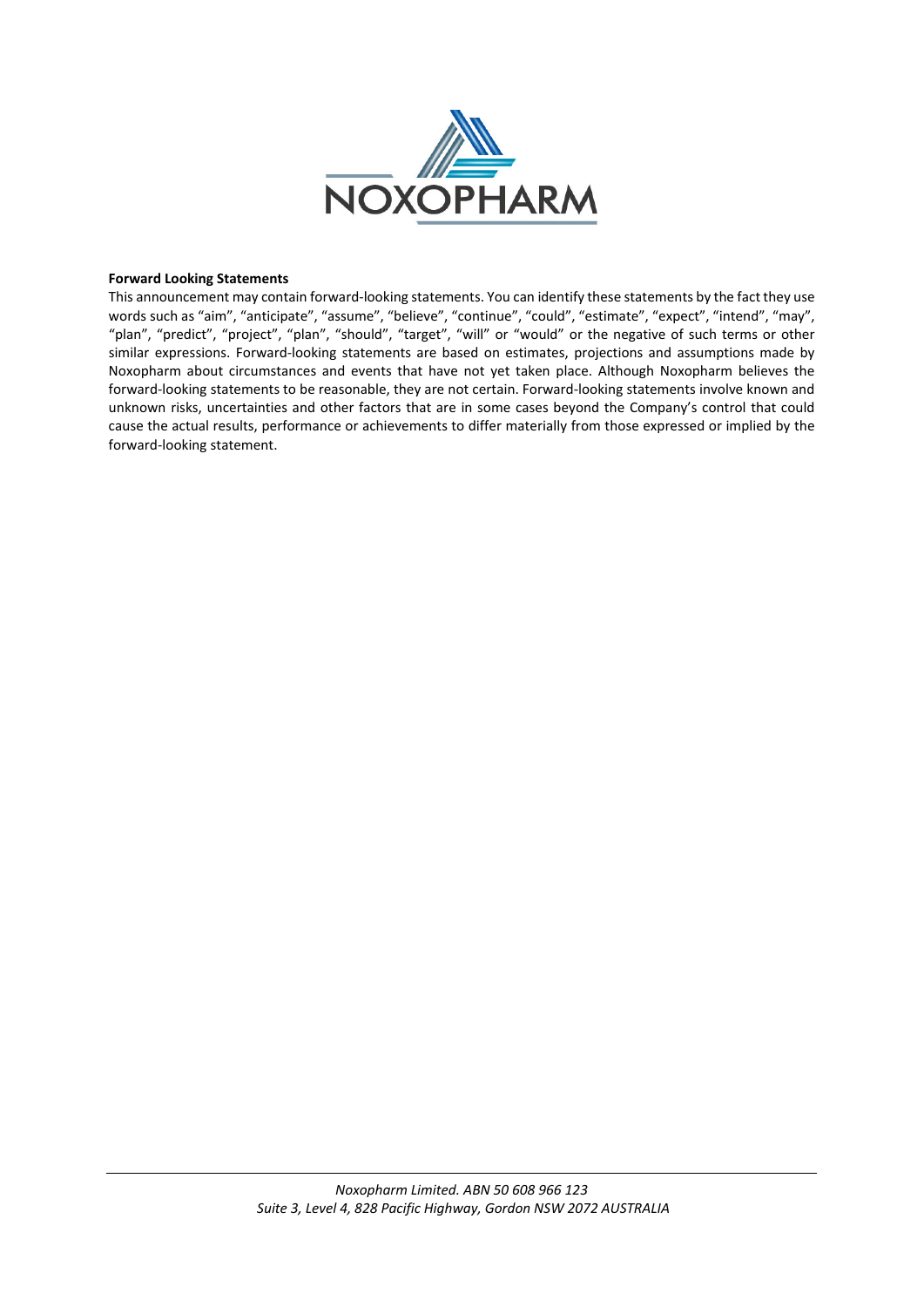**Forward Looking Statements**

This announcement may contain forward-looking statements. You can identify these statements by the fact they use words such as "aim", "anticipate", "assume", "believe", "continue", "could", "estimate", "expect", "intend", "may", "plan", "predict", "project", "plan", "should", "target", "will" or "would" or the negative of such terms or other similar expressions. Forward-looking statements are based on estimates, projections and assumptions made by Noxopharm about circumstances and events that have not yet taken place. Although Noxopharm believes the forward-looking statements to be reasonable, they are not certain. Forward-looking statements involve known and unknown risks, uncertainties and other factors that are in some cases beyond the Company's control that could cause the actual results, performance or achievements to differ materially from those expressed or implied by the forward-looking statement.